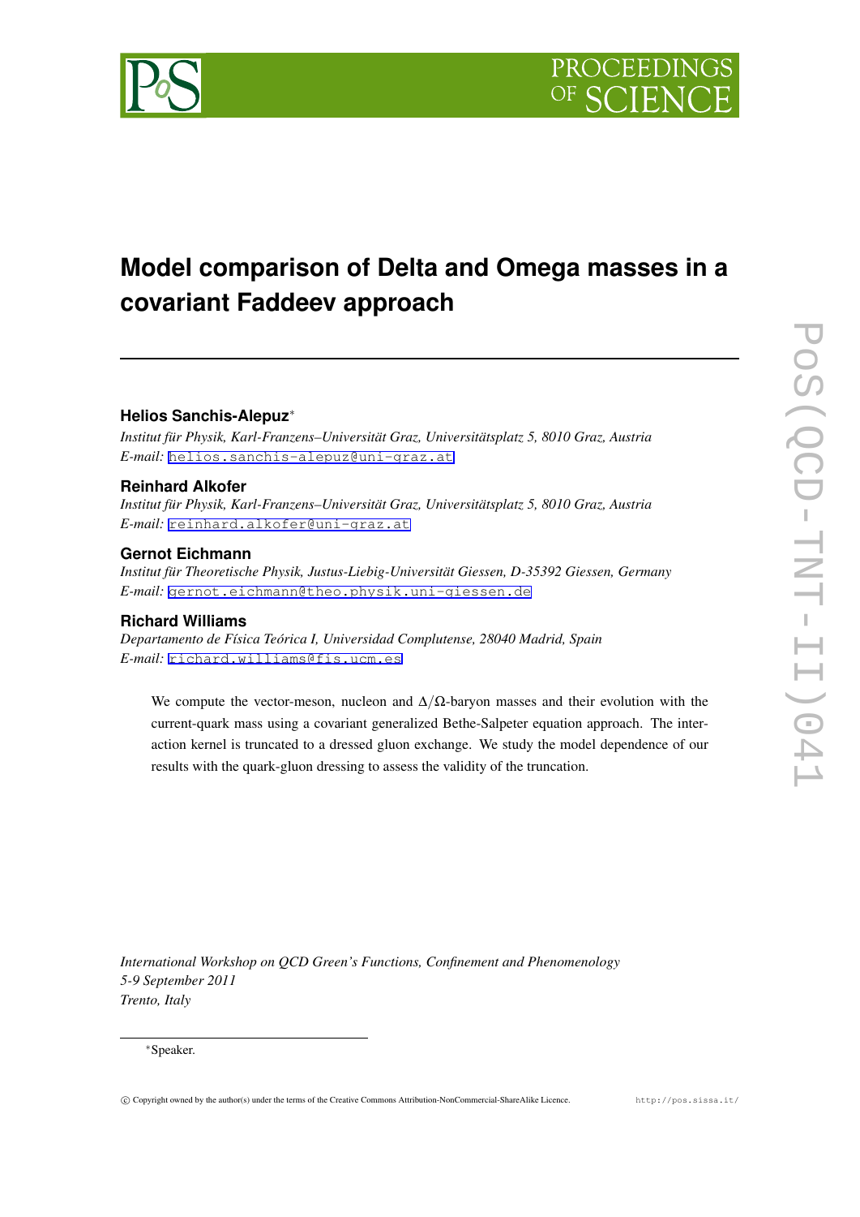# Model comparison of Delta and Omega masses in a covariant Faddeev approach

**Helios Sanchis-Alepuz**[*]

*Institut für Physik, Karl-Franzens–Universität Graz, Universitätsplatz 5, 8010 Graz, Austria*
*E-mail:* helios.sanchis-alepuz@uni-graz.at

**Reinhard Alkofer**

*Institut für Physik, Karl-Franzens–Universität Graz, Universitätsplatz 5, 8010 Graz, Austria*
*E-mail:* reinhard.alkofer@uni-graz.at

**Gernot Eichmann**

*Institut für Theoretische Physik, Justus-Liebig-Universität Giessen, D-35392 Giessen, Germany*
*E-mail:* gernot.eichmann@theo.physik.uni-giessen.de

**Richard Williams**

*Departamento de Física Teórica I, Universidad Complutense, 28040 Madrid, Spain*
*E-mail:* richard.williams@fis.ucm.es

We compute the vector-meson, nucleon and $\Delta/\Omega$-baryon masses and their evolution with the current-quark mass using a covariant generalized Bethe-Salpeter equation approach. The interaction kernel is truncated to a dressed gluon exchange. We study the model dependence of our results with the quark-gluon dressing to assess the validity of the truncation.

*International Workshop on QCD Green's Functions, Confinement and Phenomenology*
*5-9 September 2011*
*Trento, Italy*

[*]Speaker.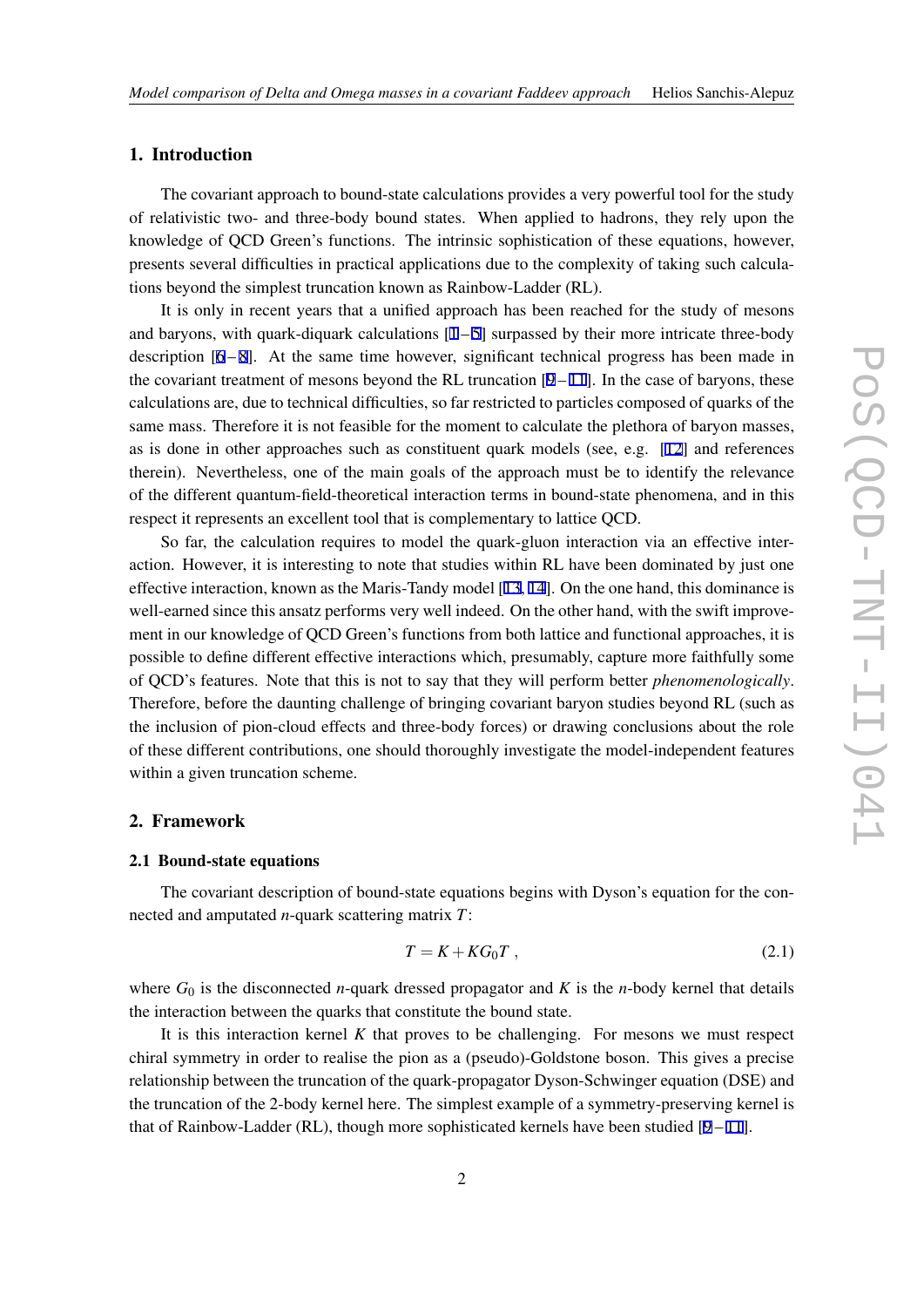## 1. Introduction

The covariant approach to bound-state calculations provides a very powerful tool for the study of relativistic two- and three-body bound states. When applied to hadrons, they rely upon the knowledge of QCD Green's functions. The intrinsic sophistication of these equations, however, presents several difficulties in practical applications due to the complexity of taking such calculations beyond the simplest truncation known as Rainbow-Ladder (RL).

It is only in recent years that a unified approach has been reached for the study of mesons and baryons, with quark-diquark calculations [1–5] surpassed by their more intricate three-body description [6–8]. At the same time however, significant technical progress has been made in the covariant treatment of mesons beyond the RL truncation [9–11]. In the case of baryons, these calculations are, due to technical difficulties, so far restricted to particles composed of quarks of the same mass. Therefore it is not feasible for the moment to calculate the plethora of baryon masses, as is done in other approaches such as constituent quark models (see, e.g. [12] and references therein). Nevertheless, one of the main goals of the approach must be to identify the relevance of the different quantum-field-theoretical interaction terms in bound-state phenomena, and in this respect it represents an excellent tool that is complementary to lattice QCD.

So far, the calculation requires to model the quark-gluon interaction via an effective interaction. However, it is interesting to note that studies within RL have been dominated by just one effective interaction, known as the Maris-Tandy model [13, 14]. On the one hand, this dominance is well-earned since this ansatz performs very well indeed. On the other hand, with the swift improvement in our knowledge of QCD Green's functions from both lattice and functional approaches, it is possible to define different effective interactions which, presumably, capture more faithfully some of QCD's features. Note that this is not to say that they will perform better *phenomenologically*. Therefore, before the daunting challenge of bringing covariant baryon studies beyond RL (such as the inclusion of pion-cloud effects and three-body forces) or drawing conclusions about the role of these different contributions, one should thoroughly investigate the model-independent features within a given truncation scheme.

## 2. Framework

### 2.1 Bound-state equations

The covariant description of bound-state equations begins with Dyson's equation for the connected and amputated $n$-quark scattering matrix $T$:

$$T = K + KG_0T \,, \tag{2.1}$$

where $G_0$ is the disconnected $n$-quark dressed propagator and $K$ is the $n$-body kernel that details the interaction between the quarks that constitute the bound state.

It is this interaction kernel $K$ that proves to be challenging. For mesons we must respect chiral symmetry in order to realise the pion as a (pseudo)-Goldstone boson. This gives a precise relationship between the truncation of the quark-propagator Dyson-Schwinger equation (DSE) and the truncation of the 2-body kernel here. The simplest example of a symmetry-preserving kernel is that of Rainbow-Ladder (RL), though more sophisticated kernels have been studied [9–11].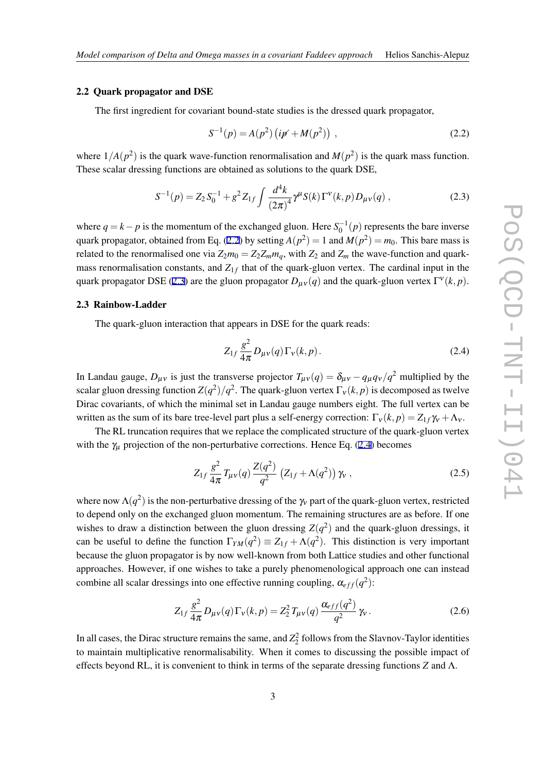### 2.2 Quark propagator and DSE

The first ingredient for covariant bound-state studies is the dressed quark propagator,

$$S^{-1}(p) = A(p^2)\left(i\not{p} + M(p^2)\right) \,, \tag{2.2}$$

where $1/A(p^2)$ is the quark wave-function renormalisation and $M(p^2)$ is the quark mass function. These scalar dressing functions are obtained as solutions to the quark DSE,

$$S^{-1}(p) = Z_2 S_0^{-1} + g^2 Z_{1f} \int \frac{d^4k}{(2\pi)^4} \gamma^{\mu} S(k) \Gamma^{\nu}(k,p) D_{\mu\nu}(q) \,, \tag{2.3}$$

where $q = k - p$ is the momentum of the exchanged gluon. Here $S_0^{-1}(p)$ represents the bare inverse quark propagator, obtained from Eq. (2.2) by setting $A(p^2) = 1$ and $M(p^2) = m_0$. This bare mass is related to the renormalised one via $Z_2 m_0 = Z_2 Z_m m_q$, with $Z_2$ and $Z_m$ the wave-function and quark-mass renormalisation constants, and $Z_{1f}$ that of the quark-gluon vertex. The cardinal input in the quark propagator DSE (2.3) are the gluon propagator $D_{\mu\nu}(q)$ and the quark-gluon vertex $\Gamma^{\nu}(k,p)$.

### 2.3 Rainbow-Ladder

The quark-gluon interaction that appears in DSE for the quark reads:

$$Z_{1f} \frac{g^2}{4\pi} D_{\mu\nu}(q) \Gamma_{\nu}(k,p) \,. \tag{2.4}$$

In Landau gauge, $D_{\mu\nu}$ is just the transverse projector $T_{\mu\nu}(q) = \delta_{\mu\nu} - q_{\mu}q_{\nu}/q^2$ multiplied by the scalar gluon dressing function $Z(q^2)/q^2$. The quark-gluon vertex $\Gamma_{\nu}(k,p)$ is decomposed as twelve Dirac covariants, of which the minimal set in Landau gauge numbers eight. The full vertex can be written as the sum of its bare tree-level part plus a self-energy correction: $\Gamma_{\nu}(k,p) = Z_{1f}\gamma_{\nu} + \Lambda_{\nu}$.

The RL truncation requires that we replace the complicated structure of the quark-gluon vertex with the $\gamma_{\mu}$ projection of the non-perturbative corrections. Hence Eq. (2.4) becomes

$$Z_{1f} \frac{g^2}{4\pi} T_{\mu\nu}(q) \frac{Z(q^2)}{q^2} \left(Z_{1f} + \Lambda(q^2)\right) \gamma_{\nu} \,, \tag{2.5}$$

where now $\Lambda(q^2)$ is the non-perturbative dressing of the $\gamma_{\nu}$ part of the quark-gluon vertex, restricted to depend only on the exchanged gluon momentum. The remaining structures are as before. If one wishes to draw a distinction between the gluon dressing $Z(q^2)$ and the quark-gluon dressings, it can be useful to define the function $\Gamma_{YM}(q^2) \equiv Z_{1f} + \Lambda(q^2)$. This distinction is very important because the gluon propagator is by now well-known from both Lattice studies and other functional approaches. However, if one wishes to take a purely phenomenological approach one can instead combine all scalar dressings into one effective running coupling, $\alpha_{eff}(q^2)$:

$$Z_{1f} \frac{g^2}{4\pi} D_{\mu\nu}(q) \Gamma_{\nu}(k,p) = Z_2^2 \, T_{\mu\nu}(q) \frac{\alpha_{eff}(q^2)}{q^2} \gamma_{\nu} \,. \tag{2.6}$$

In all cases, the Dirac structure remains the same, and $Z_2^2$ follows from the Slavnov-Taylor identities to maintain multiplicative renormalisability. When it comes to discussing the possible impact of effects beyond RL, it is convenient to think in terms of the separate dressing functions $Z$ and $\Lambda$.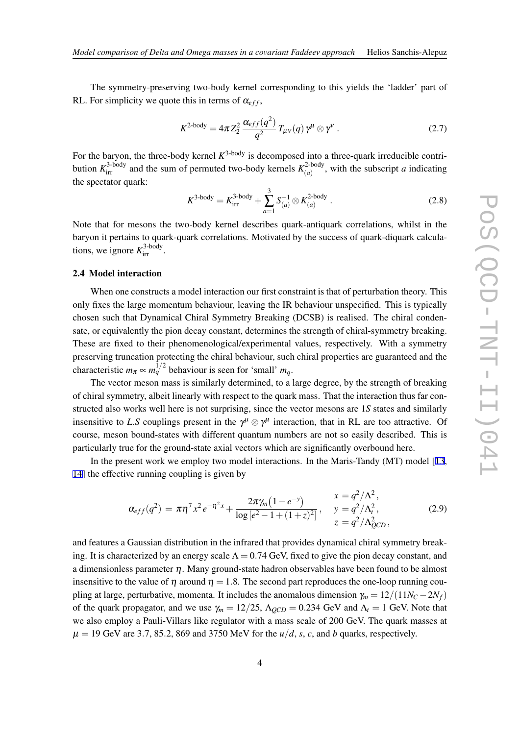The symmetry-preserving two-body kernel corresponding to this yields the 'ladder' part of RL. For simplicity we quote this in terms of $\alpha_{eff}$,

$$K^{\text{2-body}} = 4\pi Z_2^2 \, \frac{\alpha_{eff}(q^2)}{q^2} \, T_{\mu\nu}(q) \, \gamma^\mu \otimes \gamma^\nu \,. \tag{2.7}$$

For the baryon, the three-body kernel $K^{\text{3-body}}$ is decomposed into a three-quark irreducible contribution $K^{\text{3-body}}_{\text{irr}}$ and the sum of permuted two-body kernels $K^{\text{2-body}}_{(a)}$, with the subscript $a$ indicating the spectator quark:

$$K^{\text{3-body}} = K^{\text{3-body}}_{\text{irr}} + \sum_{a=1}^{3} S^{-1}_{(a)} \otimes K^{\text{2-body}}_{(a)} \,. \tag{2.8}$$

Note that for mesons the two-body kernel describes quark-antiquark correlations, whilst in the baryon it pertains to quark-quark correlations. Motivated by the success of quark-diquark calculations, we ignore $K^{\text{3-body}}_{\text{irr}}$.

### 2.4 Model interaction

When one constructs a model interaction our first constraint is that of perturbation theory. This only fixes the large momentum behaviour, leaving the IR behaviour unspecified. This is typically chosen such that Dynamical Chiral Symmetry Breaking (DCSB) is realised. The chiral condensate, or equivalently the pion decay constant, determines the strength of chiral-symmetry breaking. These are fixed to their phenomenological/experimental values, respectively. With a symmetry preserving truncation protecting the chiral behaviour, such chiral properties are guaranteed and the characteristic $m_\pi \propto m_q^{1/2}$ behaviour is seen for 'small' $m_q$.

The vector meson mass is similarly determined, to a large degree, by the strength of breaking of chiral symmetry, albeit linearly with respect to the quark mass. That the interaction thus far constructed also works well here is not surprising, since the vector mesons are $1S$ states and similarly insensitive to $L.S$ couplings present in the $\gamma^\mu \otimes \gamma^\mu$ interaction, that in RL are too attractive. Of course, meson bound-states with different quantum numbers are not so easily described. This is particularly true for the ground-state axial vectors which are significantly overbound here.

In the present work we employ two model interactions. In the Maris-Tandy (MT) model [13, 14] the effective running coupling is given by

$$\alpha_{eff}(q^2) \,=\, \pi\eta^7 \, x^2 \, e^{-\eta^2 x} + \frac{2\pi\gamma_m \big(1-e^{-y}\big)}{\log\left[e^2 - 1 + (1+z)^2\right]} \,, \qquad \begin{array}{l} x = q^2/\Lambda^2 \,, \\ y = q^2/\Lambda_t^2 \,, \\ z = q^2/\Lambda_{QCD}^2 \,, \end{array} \tag{2.9}$$

and features a Gaussian distribution in the infrared that provides dynamical chiral symmetry breaking. It is characterized by an energy scale $\Lambda = 0.74$ GeV, fixed to give the pion decay constant, and a dimensionless parameter $\eta$. Many ground-state hadron observables have been found to be almost insensitive to the value of $\eta$ around $\eta = 1.8$. The second part reproduces the one-loop running coupling at large, perturbative, momenta. It includes the anomalous dimension $\gamma_m = 12/(11N_C - 2N_f)$ of the quark propagator, and we use $\gamma_m = 12/25$, $\Lambda_{QCD} = 0.234$ GeV and $\Lambda_t = 1$ GeV. Note that we also employ a Pauli-Villars like regulator with a mass scale of 200 GeV. The quark masses at $\mu = 19$ GeV are 3.7, 85.2, 869 and 3750 MeV for the $u/d$, $s$, $c$, and $b$ quarks, respectively.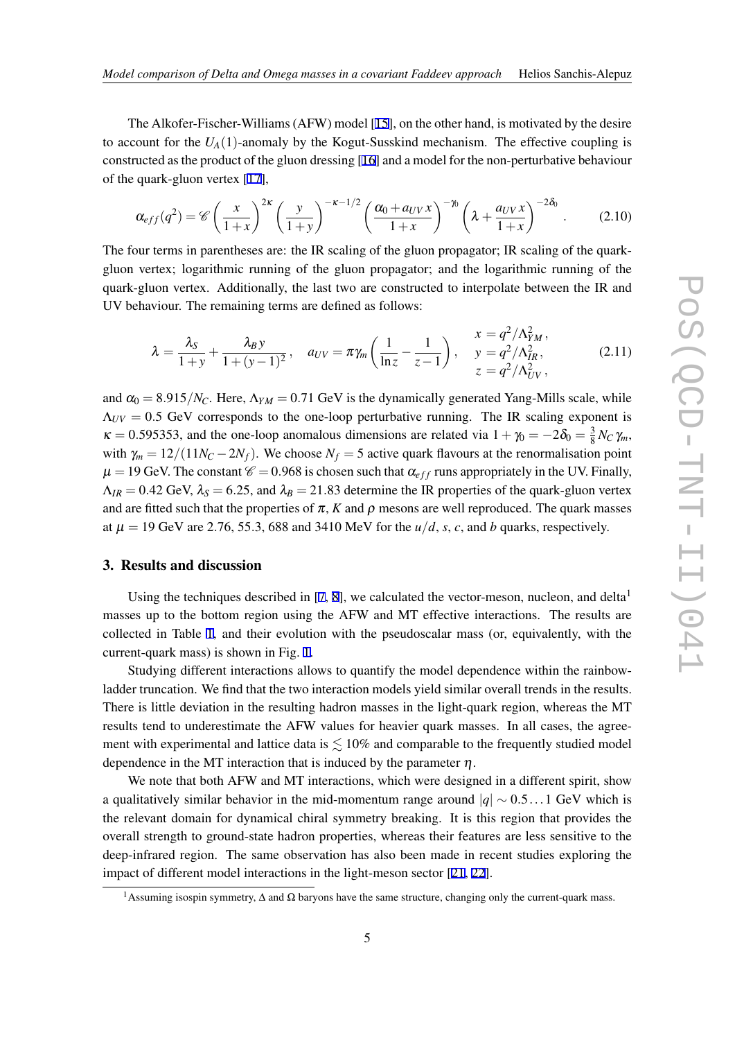The Alkofer-Fischer-Williams (AFW) model [15], on the other hand, is motivated by the desire to account for the $U_A(1)$-anomaly by the Kogut-Susskind mechanism. The effective coupling is constructed as the product of the gluon dressing [16] and a model for the non-perturbative behaviour of the quark-gluon vertex [17],

$$\alpha_{eff}(q^2) = \mathscr{C}\left(\frac{x}{1+x}\right)^{2\kappa}\left(\frac{y}{1+y}\right)^{-\kappa-1/2}\left(\frac{\alpha_0 + a_{UV}\,x}{1+x}\right)^{-\gamma_0}\left(\lambda + \frac{a_{UV}\,x}{1+x}\right)^{-2\delta_0}. \tag{2.10}$$

The four terms in parentheses are: the IR scaling of the gluon propagator; IR scaling of the quark-gluon vertex; logarithmic running of the gluon propagator; and the logarithmic running of the quark-gluon vertex. Additionally, the last two are constructed to interpolate between the IR and UV behaviour. The remaining terms are defined as follows:

$$\lambda = \frac{\lambda_S}{1+y} + \frac{\lambda_B\, y}{1+(y-1)^2}, \quad a_{UV} = \pi\gamma_m\left(\frac{1}{\ln z} - \frac{1}{z-1}\right), \quad \begin{array}{l} x = q^2/\Lambda_{YM}^2, \\ y = q^2/\Lambda_{IR}^2, \\ z = q^2/\Lambda_{UV}^2, \end{array} \tag{2.11}$$

and $\alpha_0 = 8.915/N_C$. Here, $\Lambda_{YM} = 0.71$ GeV is the dynamically generated Yang-Mills scale, while $\Lambda_{UV} = 0.5$ GeV corresponds to the one-loop perturbative running. The IR scaling exponent is $\kappa = 0.595353$, and the one-loop anomalous dimensions are related via $1+\gamma_0 = -2\delta_0 = \frac{3}{8}N_C\,\gamma_m$, with $\gamma_m = 12/(11N_C - 2N_f)$. We choose $N_f = 5$ active quark flavours at the renormalisation point $\mu = 19$ GeV. The constant $\mathscr{C} = 0.968$ is chosen such that $\alpha_{eff}$ runs appropriately in the UV. Finally, $\Lambda_{IR} = 0.42$ GeV, $\lambda_S = 6.25$, and $\lambda_B = 21.83$ determine the IR properties of the quark-gluon vertex and are fitted such that the properties of $\pi$, $K$ and $\rho$ mesons are well reproduced. The quark masses at $\mu = 19$ GeV are 2.76, 55.3, 688 and 3410 MeV for the $u/d$, $s$, $c$, and $b$ quarks, respectively.

## 3. Results and discussion

Using the techniques described in [7, 8], we calculated the vector-meson, nucleon, and delta[1] masses up to the bottom region using the AFW and MT effective interactions. The results are collected in Table 1, and their evolution with the pseudoscalar mass (or, equivalently, with the current-quark mass) is shown in Fig. 1.

Studying different interactions allows to quantify the model dependence within the rainbow-ladder truncation. We find that the two interaction models yield similar overall trends in the results. There is little deviation in the resulting hadron masses in the light-quark region, whereas the MT results tend to underestimate the AFW values for heavier quark masses. In all cases, the agreement with experimental and lattice data is $\lesssim 10\%$ and comparable to the frequently studied model dependence in the MT interaction that is induced by the parameter $\eta$.

We note that both AFW and MT interactions, which were designed in a different spirit, show a qualitatively similar behavior in the mid-momentum range around $|q| \sim 0.5\ldots 1$ GeV which is the relevant domain for dynamical chiral symmetry breaking. It is this region that provides the overall strength to ground-state hadron properties, whereas their features are less sensitive to the deep-infrared region. The same observation has also been made in recent studies exploring the impact of different model interactions in the light-meson sector [21, 22].

[1] Assuming isospin symmetry, $\Delta$ and $\Omega$ baryons have the same structure, changing only the current-quark mass.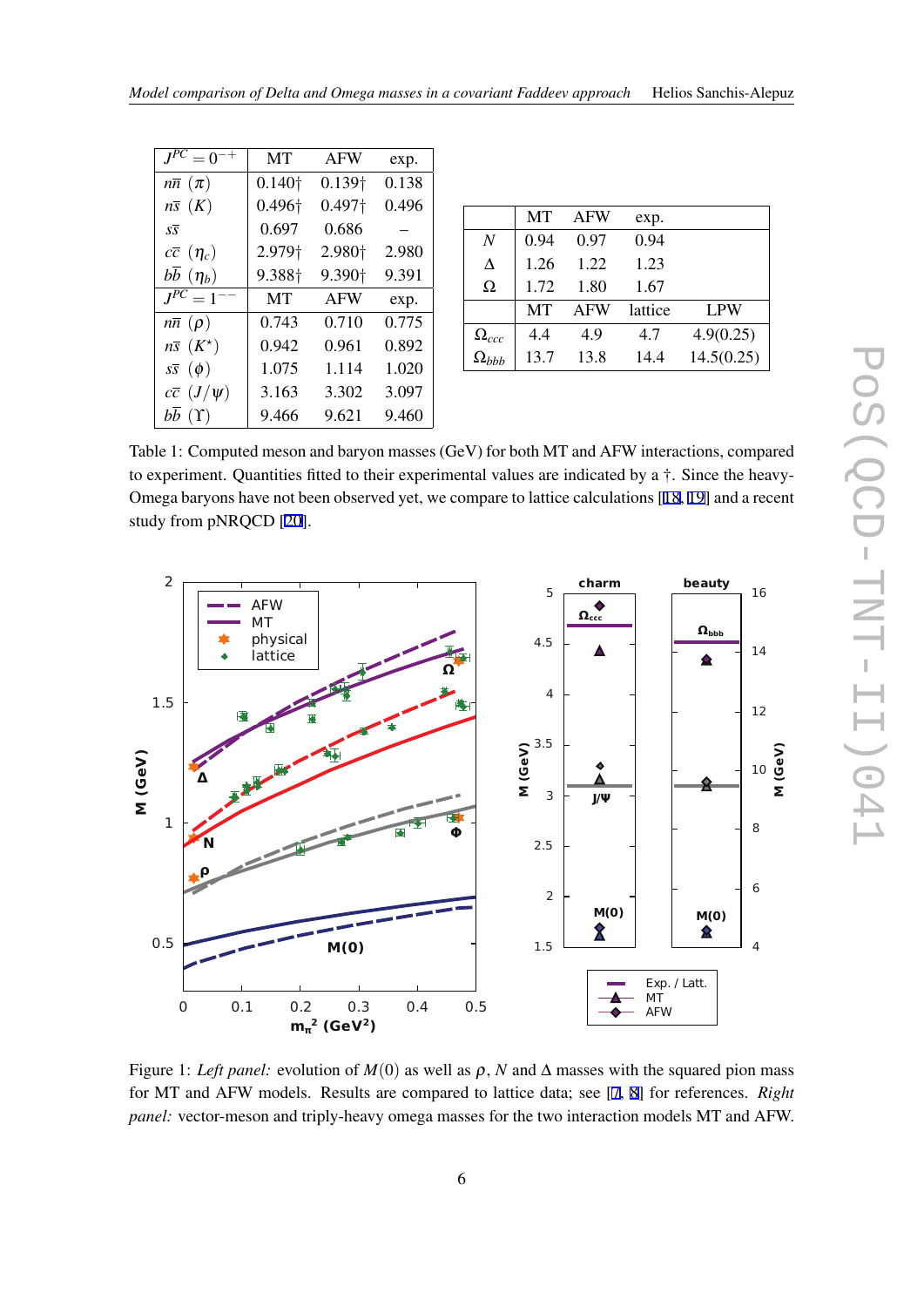| $J^{PC}=0^{-+}$ | MT | AFW | exp. |
|---|---|---|---|
| $n\bar{n}$ ($\pi$) | 0.140† | 0.139† | 0.138 |
| $n\bar{s}$ ($K$) | 0.496† | 0.497† | 0.496 |
| $s\bar{s}$ | 0.697 | 0.686 | – |
| $c\bar{c}$ ($\eta_c$) | 2.979† | 2.980† | 2.980 |
| $b\bar{b}$ ($\eta_b$) | 9.388† | 9.390† | 9.391 |
| $J^{PC}=1^{--}$ | MT | AFW | exp. |
| $n\bar{n}$ ($\rho$) | 0.743 | 0.710 | 0.775 |
| $n\bar{s}$ ($K^\star$) | 0.942 | 0.961 | 0.892 |
| $s\bar{s}$ ($\phi$) | 1.075 | 1.114 | 1.020 |
| $c\bar{c}$ ($J/\psi$) | 3.163 | 3.302 | 3.097 |
| $b\bar{b}$ ($\Upsilon$) | 9.466 | 9.621 | 9.460 |

| | MT | AFW | exp. | |
|---|---|---|---|---|
| $N$ | 0.94 | 0.97 | 0.94 | |
| $\Delta$ | 1.26 | 1.22 | 1.23 | |
| $\Omega$ | 1.72 | 1.80 | 1.67 | |
| | MT | AFW | lattice | LPW |
| $\Omega_{ccc}$ | 4.4 | 4.9 | 4.7 | 4.9(0.25) |
| $\Omega_{bbb}$ | 13.7 | 13.8 | 14.4 | 14.5(0.25) |

Table 1: Computed meson and baryon masses (GeV) for both MT and AFW interactions, compared to experiment. Quantities fitted to their experimental values are indicated by a †. Since the heavy-Omega baryons have not been observed yet, we compare to lattice calculations [18, 19] and a recent study from pNRQCD [20].

Figure 1: *Left panel:* evolution of $M(0)$ as well as $\rho$, $N$ and $\Delta$ masses with the squared pion mass for MT and AFW models. Results are compared to lattice data; see [7, 8] for references. *Right panel:* vector-meson and triply-heavy omega masses for the two interaction models MT and AFW.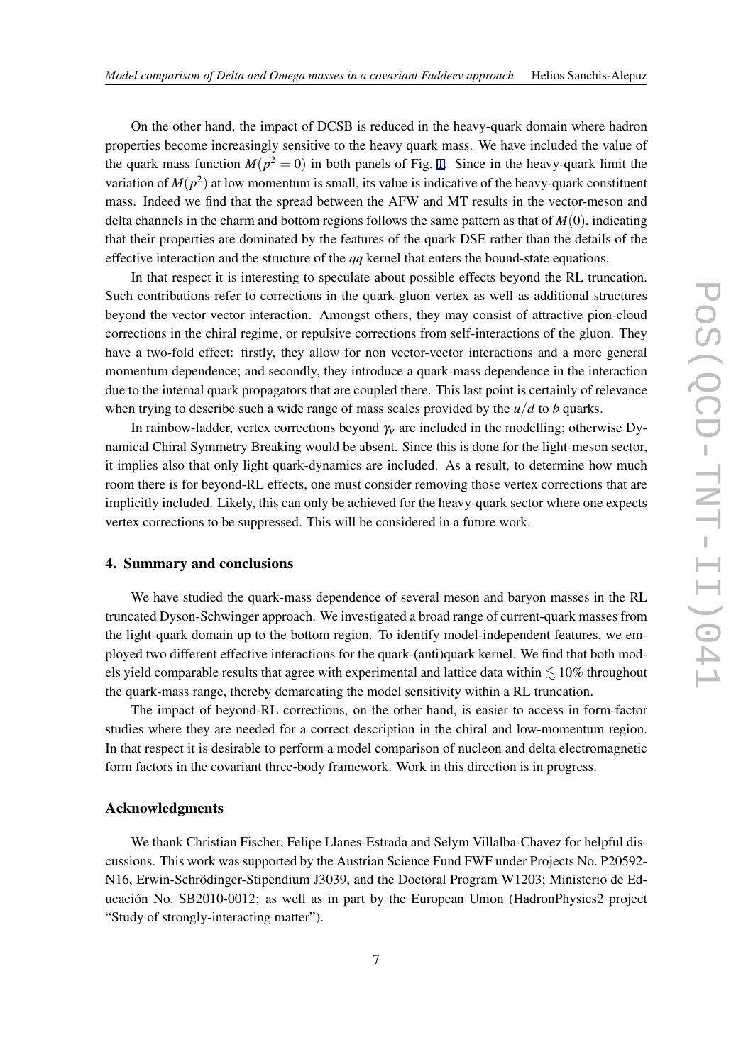On the other hand, the impact of DCSB is reduced in the heavy-quark domain where hadron properties become increasingly sensitive to the heavy quark mass. We have included the value of the quark mass function $M(p^2 = 0)$ in both panels of Fig. 1. Since in the heavy-quark limit the variation of $M(p^2)$ at low momentum is small, its value is indicative of the heavy-quark constituent mass. Indeed we find that the spread between the AFW and MT results in the vector-meson and delta channels in the charm and bottom regions follows the same pattern as that of $M(0)$, indicating that their properties are dominated by the features of the quark DSE rather than the details of the effective interaction and the structure of the $qq$ kernel that enters the bound-state equations.

In that respect it is interesting to speculate about possible effects beyond the RL truncation. Such contributions refer to corrections in the quark-gluon vertex as well as additional structures beyond the vector-vector interaction. Amongst others, they may consist of attractive pion-cloud corrections in the chiral regime, or repulsive corrections from self-interactions of the gluon. They have a two-fold effect: firstly, they allow for non vector-vector interactions and a more general momentum dependence; and secondly, they introduce a quark-mass dependence in the interaction due to the internal quark propagators that are coupled there. This last point is certainly of relevance when trying to describe such a wide range of mass scales provided by the $u/d$ to $b$ quarks.

In rainbow-ladder, vertex corrections beyond $\gamma_v$ are included in the modelling; otherwise Dynamical Chiral Symmetry Breaking would be absent. Since this is done for the light-meson sector, it implies also that only light quark-dynamics are included. As a result, to determine how much room there is for beyond-RL effects, one must consider removing those vertex corrections that are implicitly included. Likely, this can only be achieved for the heavy-quark sector where one expects vertex corrections to be suppressed. This will be considered in a future work.

## 4. Summary and conclusions

We have studied the quark-mass dependence of several meson and baryon masses in the RL truncated Dyson-Schwinger approach. We investigated a broad range of current-quark masses from the light-quark domain up to the bottom region. To identify model-independent features, we employed two different effective interactions for the quark-(anti)quark kernel. We find that both models yield comparable results that agree with experimental and lattice data within $\lesssim 10\%$ throughout the quark-mass range, thereby demarcating the model sensitivity within a RL truncation.

The impact of beyond-RL corrections, on the other hand, is easier to access in form-factor studies where they are needed for a correct description in the chiral and low-momentum region. In that respect it is desirable to perform a model comparison of nucleon and delta electromagnetic form factors in the covariant three-body framework. Work in this direction is in progress.

## Acknowledgments

We thank Christian Fischer, Felipe Llanes-Estrada and Selym Villalba-Chavez for helpful discussions. This work was supported by the Austrian Science Fund FWF under Projects No. P20592-N16, Erwin-Schrödinger-Stipendium J3039, and the Doctoral Program W1203; Ministerio de Educación No. SB2010-0012; as well as in part by the European Union (HadronPhysics2 project "Study of strongly-interacting matter").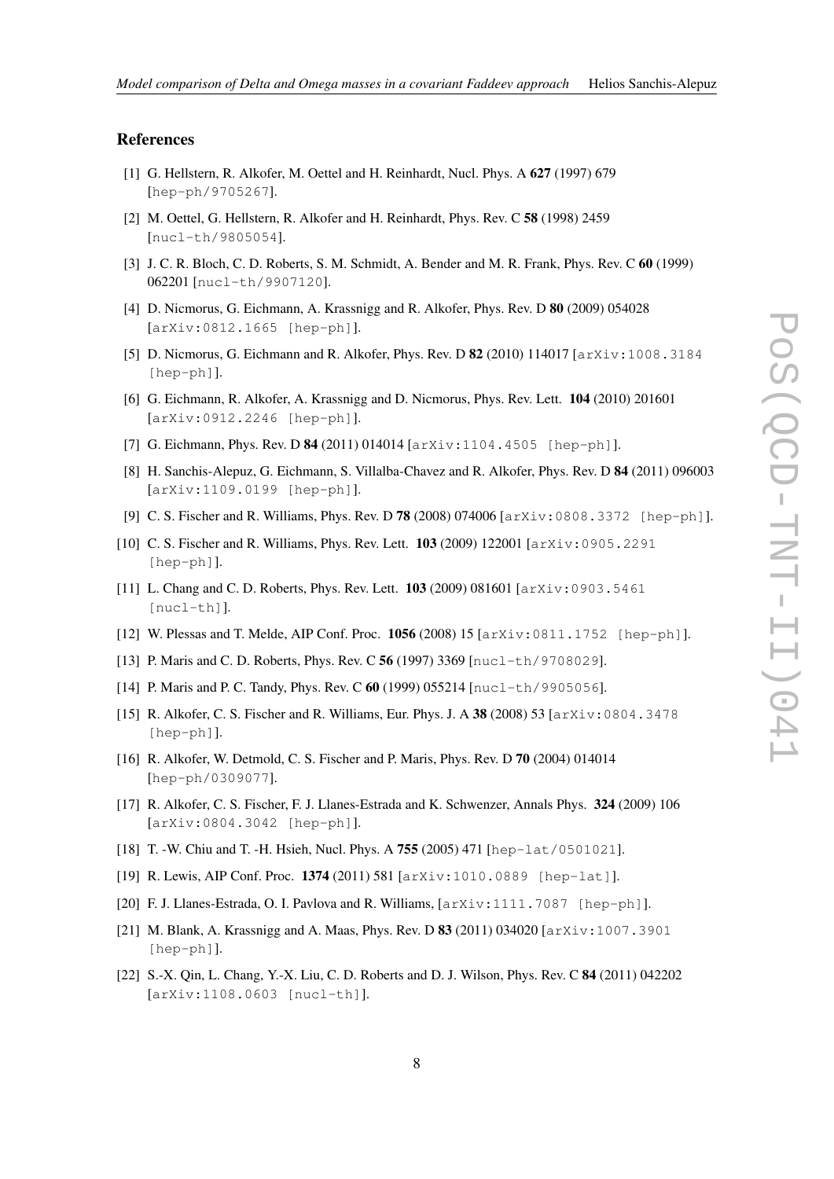## References

[1] G. Hellstern, R. Alkofer, M. Oettel and H. Reinhardt, Nucl. Phys. A **627** (1997) 679 [hep-ph/9705267].

[2] M. Oettel, G. Hellstern, R. Alkofer and H. Reinhardt, Phys. Rev. C **58** (1998) 2459 [nucl-th/9805054].

[3] J. C. R. Bloch, C. D. Roberts, S. M. Schmidt, A. Bender and M. R. Frank, Phys. Rev. C **60** (1999) 062201 [nucl-th/9907120].

[4] D. Nicmorus, G. Eichmann, A. Krassnigg and R. Alkofer, Phys. Rev. D **80** (2009) 054028 [arXiv:0812.1665 [hep-ph]].

[5] D. Nicmorus, G. Eichmann and R. Alkofer, Phys. Rev. D **82** (2010) 114017 [arXiv:1008.3184 [hep-ph]].

[6] G. Eichmann, R. Alkofer, A. Krassnigg and D. Nicmorus, Phys. Rev. Lett. **104** (2010) 201601 [arXiv:0912.2246 [hep-ph]].

[7] G. Eichmann, Phys. Rev. D **84** (2011) 014014 [arXiv:1104.4505 [hep-ph]].

[8] H. Sanchis-Alepuz, G. Eichmann, S. Villalba-Chavez and R. Alkofer, Phys. Rev. D **84** (2011) 096003 [arXiv:1109.0199 [hep-ph]].

[9] C. S. Fischer and R. Williams, Phys. Rev. D **78** (2008) 074006 [arXiv:0808.3372 [hep-ph]].

[10] C. S. Fischer and R. Williams, Phys. Rev. Lett. **103** (2009) 122001 [arXiv:0905.2291 [hep-ph]].

[11] L. Chang and C. D. Roberts, Phys. Rev. Lett. **103** (2009) 081601 [arXiv:0903.5461 [nucl-th]].

[12] W. Plessas and T. Melde, AIP Conf. Proc. **1056** (2008) 15 [arXiv:0811.1752 [hep-ph]].

[13] P. Maris and C. D. Roberts, Phys. Rev. C **56** (1997) 3369 [nucl-th/9708029].

[14] P. Maris and P. C. Tandy, Phys. Rev. C **60** (1999) 055214 [nucl-th/9905056].

[15] R. Alkofer, C. S. Fischer and R. Williams, Eur. Phys. J. A **38** (2008) 53 [arXiv:0804.3478 [hep-ph]].

[16] R. Alkofer, W. Detmold, C. S. Fischer and P. Maris, Phys. Rev. D **70** (2004) 014014 [hep-ph/0309077].

[17] R. Alkofer, C. S. Fischer, F. J. Llanes-Estrada and K. Schwenzer, Annals Phys. **324** (2009) 106 [arXiv:0804.3042 [hep-ph]].

[18] T. -W. Chiu and T. -H. Hsieh, Nucl. Phys. A **755** (2005) 471 [hep-lat/0501021].

[19] R. Lewis, AIP Conf. Proc. **1374** (2011) 581 [arXiv:1010.0889 [hep-lat]].

[20] F. J. Llanes-Estrada, O. I. Pavlova and R. Williams, [arXiv:1111.7087 [hep-ph]].

[21] M. Blank, A. Krassnigg and A. Maas, Phys. Rev. D **83** (2011) 034020 [arXiv:1007.3901 [hep-ph]].

[22] S.-X. Qin, L. Chang, Y.-X. Liu, C. D. Roberts and D. J. Wilson, Phys. Rev. C **84** (2011) 042202 [arXiv:1108.0603 [nucl-th]].